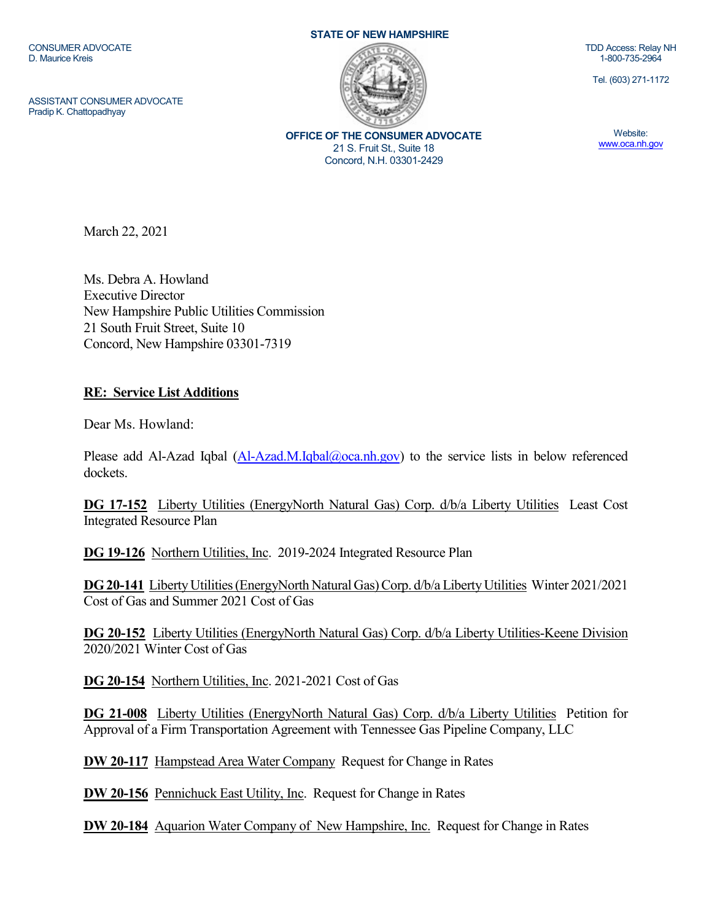CONSUMER ADVOCATE
D. Maurice Kreis

ASSISTANT CONSUMER ADVOCATE
Pradip K. Chattopadhyay

**STATE OF NEW HAMPSHIRE**

**OFFICE OF THE CONSUMER ADVOCATE**
21 S. Fruit St., Suite 18
Concord, N.H. 03301-2429

TDD Access: Relay NH
1-800-735-2964

Tel. (603) 271-1172

Website:
www.oca.nh.gov

March 22, 2021

Ms. Debra A. Howland
Executive Director
New Hampshire Public Utilities Commission
21 South Fruit Street, Suite 10
Concord, New Hampshire 03301-7319

**RE: Service List Additions**

Dear Ms. Howland:

Please add Al-Azad Iqbal (Al-Azad.M.Iqbal@oca.nh.gov) to the service lists in below referenced dockets.

**DG 17-152** Liberty Utilities (EnergyNorth Natural Gas) Corp. d/b/a Liberty Utilities Least Cost Integrated Resource Plan

**DG 19-126** Northern Utilities, Inc. 2019-2024 Integrated Resource Plan

**DG 20-141** Liberty Utilities (EnergyNorth Natural Gas) Corp. d/b/a Liberty Utilities Winter 2021/2021 Cost of Gas and Summer 2021 Cost of Gas

**DG 20-152** Liberty Utilities (EnergyNorth Natural Gas) Corp. d/b/a Liberty Utilities-Keene Division 2020/2021 Winter Cost of Gas

**DG 20-154** Northern Utilities, Inc. 2021-2021 Cost of Gas

**DG 21-008** Liberty Utilities (EnergyNorth Natural Gas) Corp. d/b/a Liberty Utilities Petition for Approval of a Firm Transportation Agreement with Tennessee Gas Pipeline Company, LLC

**DW 20-117** Hampstead Area Water Company Request for Change in Rates

**DW 20-156** Pennichuck East Utility, Inc. Request for Change in Rates

**DW 20-184** Aquarion Water Company of New Hampshire, Inc. Request for Change in Rates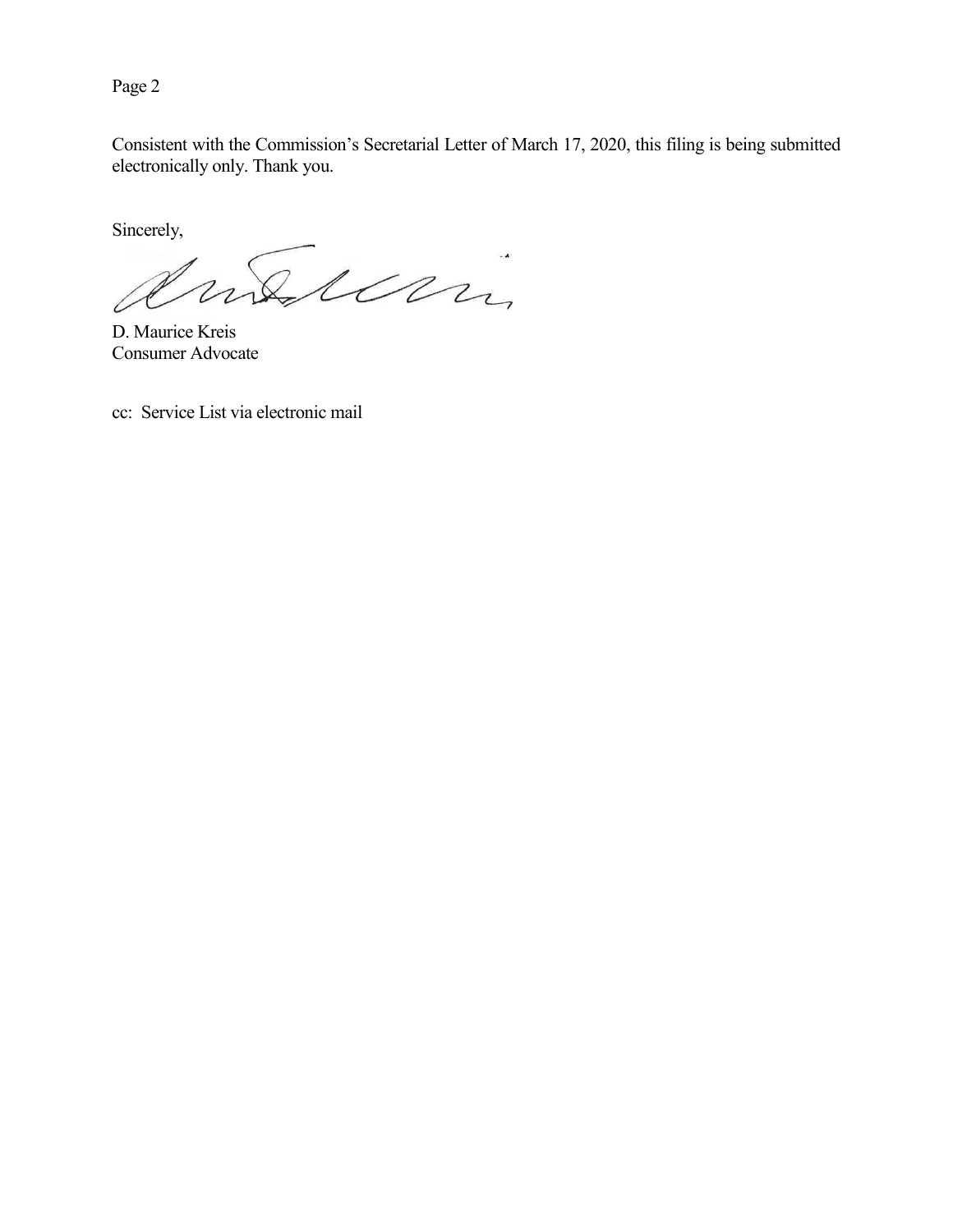Consistent with the Commission's Secretarial Letter of March 17, 2020, this filing is being submitted electronically only. Thank you.

Sincerely,

D. Maurice Kreis
Consumer Advocate

cc: Service List via electronic mail